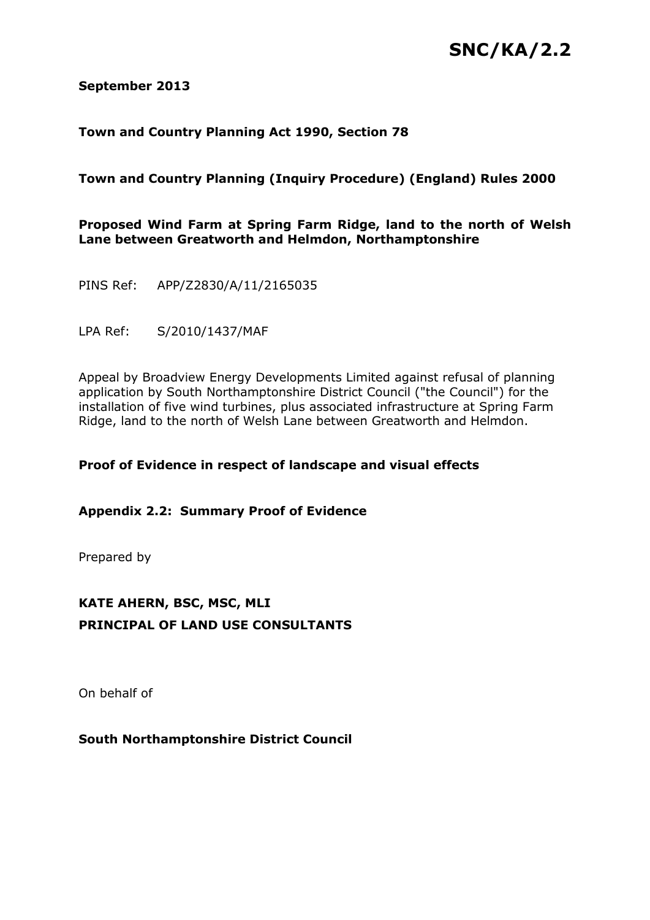# SNC/KA/2.2

**September 2013**

**Town and Country Planning Act 1990, Section 78**

**Town and Country Planning (Inquiry Procedure) (England) Rules 2000**

**Proposed Wind Farm at Spring Farm Ridge, land to the north of Welsh Lane between Greatworth and Helmdon, Northamptonshire**

PINS Ref: APP/Z2830/A/11/2165035

LPA Ref: S/2010/1437/MAF

Appeal by Broadview Energy Developments Limited against refusal of planning application by South Northamptonshire District Council ("the Council") for the installation of five wind turbines, plus associated infrastructure at Spring Farm Ridge, land to the north of Welsh Lane between Greatworth and Helmdon.

**Proof of Evidence in respect of landscape and visual effects**

**Appendix 2.2: Summary Proof of Evidence**

Prepared by

**KATE AHERN, BSC, MSC, MLI**
**PRINCIPAL OF LAND USE CONSULTANTS**

On behalf of

**South Northamptonshire District Council**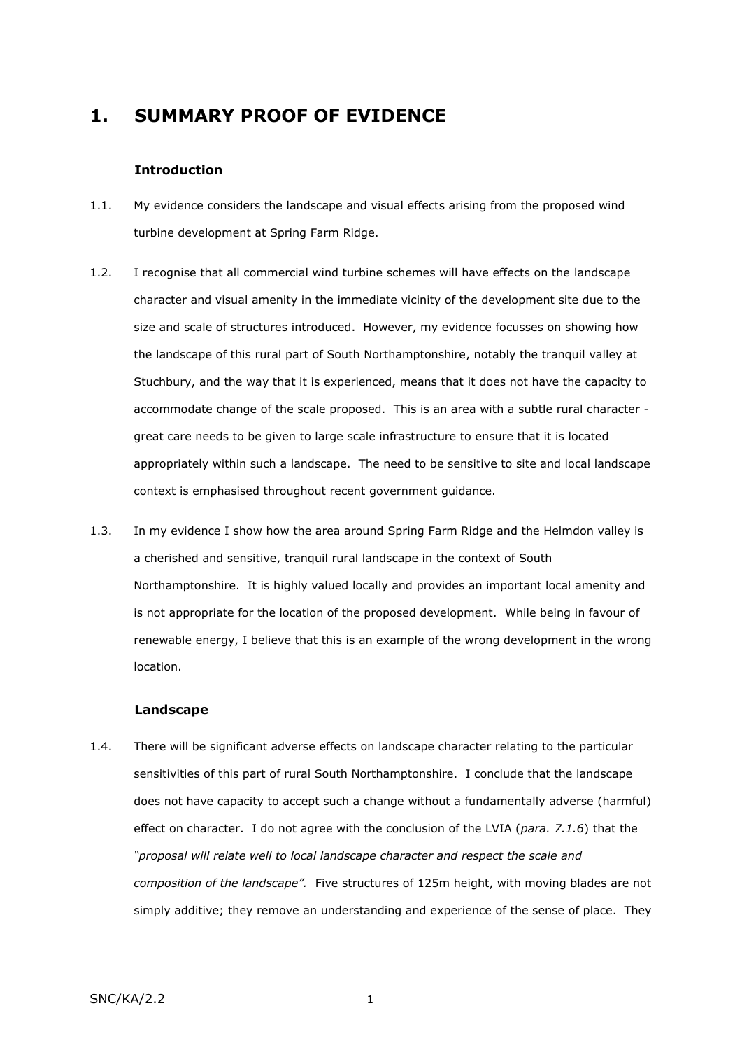# 1. SUMMARY PROOF OF EVIDENCE

### Introduction

1.1. My evidence considers the landscape and visual effects arising from the proposed wind turbine development at Spring Farm Ridge.

1.2. I recognise that all commercial wind turbine schemes will have effects on the landscape character and visual amenity in the immediate vicinity of the development site due to the size and scale of structures introduced. However, my evidence focusses on showing how the landscape of this rural part of South Northamptonshire, notably the tranquil valley at Stuchbury, and the way that it is experienced, means that it does not have the capacity to accommodate change of the scale proposed. This is an area with a subtle rural character - great care needs to be given to large scale infrastructure to ensure that it is located appropriately within such a landscape. The need to be sensitive to site and local landscape context is emphasised throughout recent government guidance.

1.3. In my evidence I show how the area around Spring Farm Ridge and the Helmdon valley is a cherished and sensitive, tranquil rural landscape in the context of South Northamptonshire. It is highly valued locally and provides an important local amenity and is not appropriate for the location of the proposed development. While being in favour of renewable energy, I believe that this is an example of the wrong development in the wrong location.

### Landscape

1.4. There will be significant adverse effects on landscape character relating to the particular sensitivities of this part of rural South Northamptonshire. I conclude that the landscape does not have capacity to accept such a change without a fundamentally adverse (harmful) effect on character. I do not agree with the conclusion of the LVIA (*para. 7.1.6*) that the *"proposal will relate well to local landscape character and respect the scale and composition of the landscape".* Five structures of 125m height, with moving blades are not simply additive; they remove an understanding and experience of the sense of place. They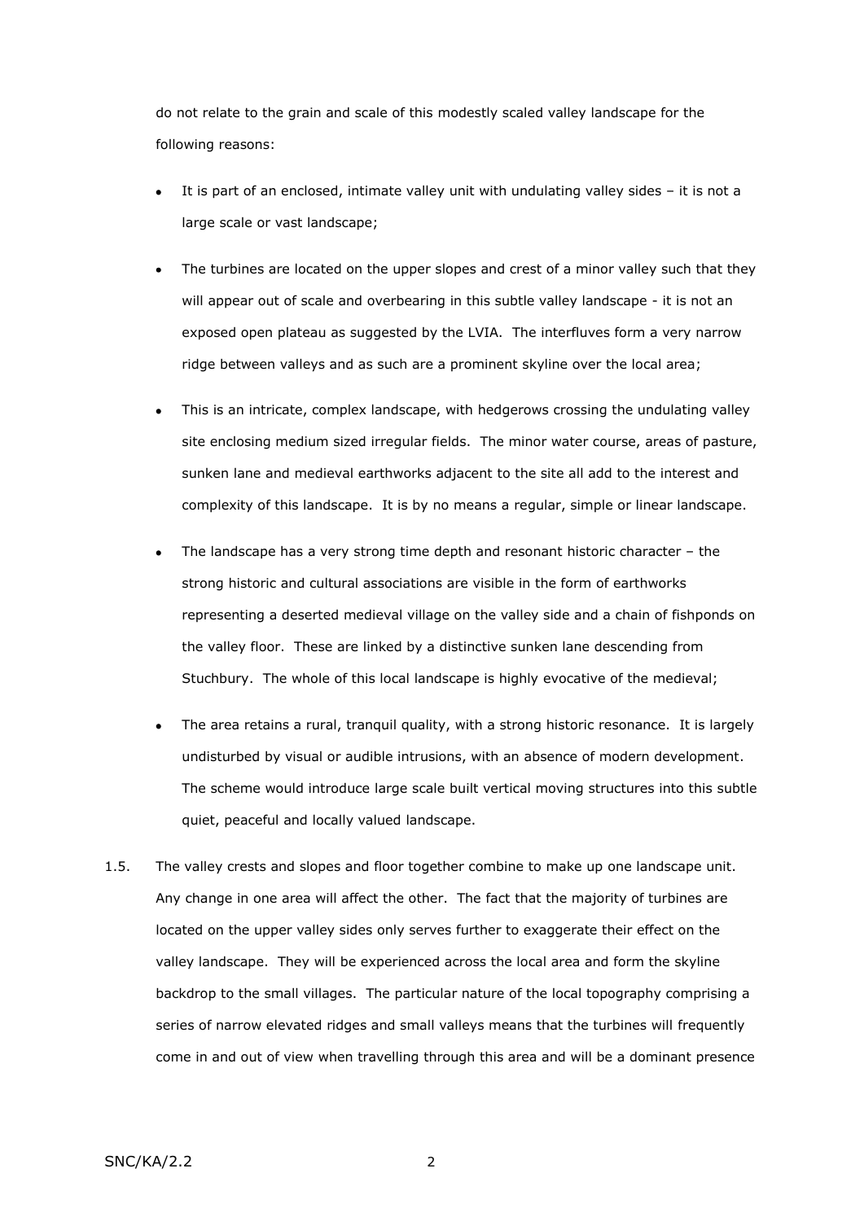do not relate to the grain and scale of this modestly scaled valley landscape for the following reasons:

- It is part of an enclosed, intimate valley unit with undulating valley sides – it is not a large scale or vast landscape;
- The turbines are located on the upper slopes and crest of a minor valley such that they will appear out of scale and overbearing in this subtle valley landscape - it is not an exposed open plateau as suggested by the LVIA. The interfluves form a very narrow ridge between valleys and as such are a prominent skyline over the local area;
- This is an intricate, complex landscape, with hedgerows crossing the undulating valley site enclosing medium sized irregular fields. The minor water course, areas of pasture, sunken lane and medieval earthworks adjacent to the site all add to the interest and complexity of this landscape. It is by no means a regular, simple or linear landscape.
- The landscape has a very strong time depth and resonant historic character – the strong historic and cultural associations are visible in the form of earthworks representing a deserted medieval village on the valley side and a chain of fishponds on the valley floor. These are linked by a distinctive sunken lane descending from Stuchbury. The whole of this local landscape is highly evocative of the medieval;
- The area retains a rural, tranquil quality, with a strong historic resonance. It is largely undisturbed by visual or audible intrusions, with an absence of modern development. The scheme would introduce large scale built vertical moving structures into this subtle quiet, peaceful and locally valued landscape.

1.5. The valley crests and slopes and floor together combine to make up one landscape unit. Any change in one area will affect the other. The fact that the majority of turbines are located on the upper valley sides only serves further to exaggerate their effect on the valley landscape. They will be experienced across the local area and form the skyline backdrop to the small villages. The particular nature of the local topography comprising a series of narrow elevated ridges and small valleys means that the turbines will frequently come in and out of view when travelling through this area and will be a dominant presence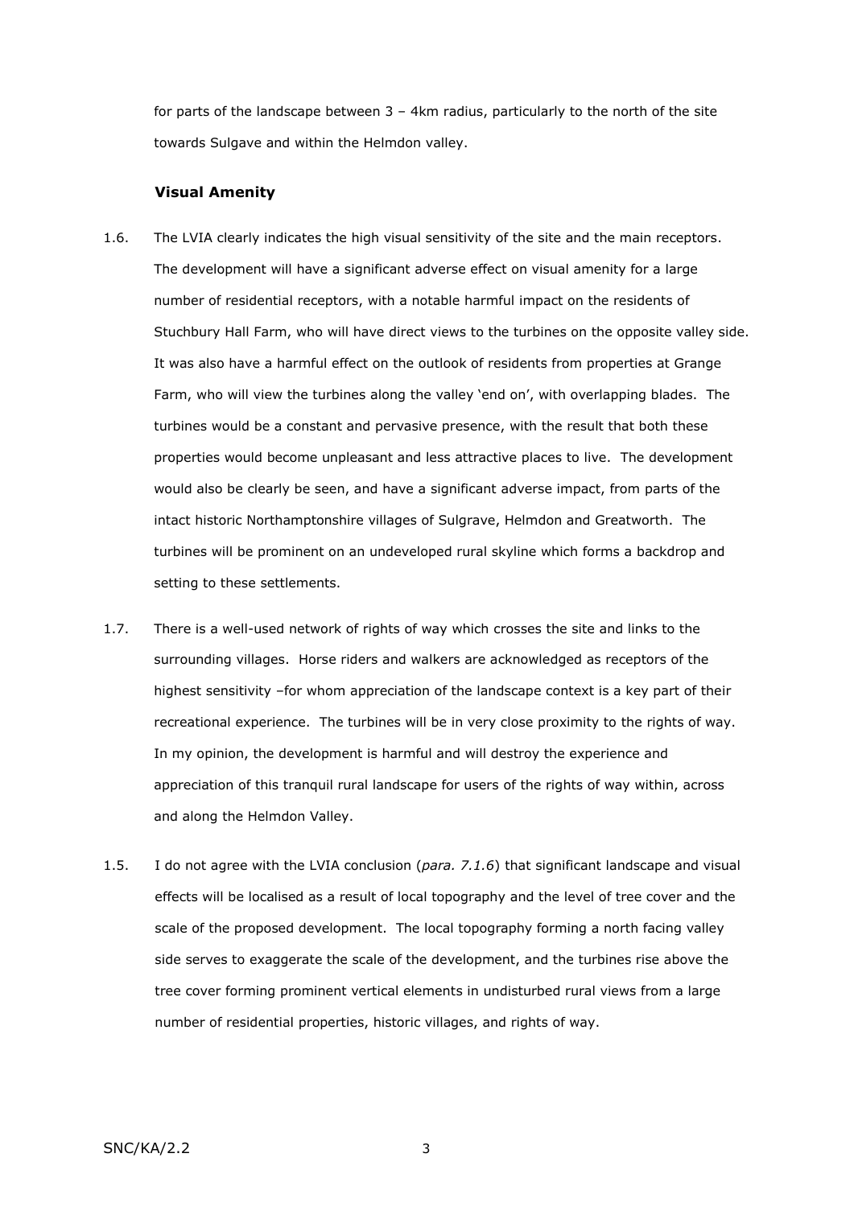for parts of the landscape between 3 – 4km radius, particularly to the north of the site towards Sulgave and within the Helmdon valley.

### Visual Amenity

1.6. The LVIA clearly indicates the high visual sensitivity of the site and the main receptors. The development will have a significant adverse effect on visual amenity for a large number of residential receptors, with a notable harmful impact on the residents of Stuchbury Hall Farm, who will have direct views to the turbines on the opposite valley side. It was also have a harmful effect on the outlook of residents from properties at Grange Farm, who will view the turbines along the valley 'end on', with overlapping blades. The turbines would be a constant and pervasive presence, with the result that both these properties would become unpleasant and less attractive places to live. The development would also be clearly be seen, and have a significant adverse impact, from parts of the intact historic Northamptonshire villages of Sulgrave, Helmdon and Greatworth. The turbines will be prominent on an undeveloped rural skyline which forms a backdrop and setting to these settlements.

1.7. There is a well-used network of rights of way which crosses the site and links to the surrounding villages. Horse riders and walkers are acknowledged as receptors of the highest sensitivity –for whom appreciation of the landscape context is a key part of their recreational experience. The turbines will be in very close proximity to the rights of way. In my opinion, the development is harmful and will destroy the experience and appreciation of this tranquil rural landscape for users of the rights of way within, across and along the Helmdon Valley.

1.5. I do not agree with the LVIA conclusion (*para. 7.1.6*) that significant landscape and visual effects will be localised as a result of local topography and the level of tree cover and the scale of the proposed development. The local topography forming a north facing valley side serves to exaggerate the scale of the development, and the turbines rise above the tree cover forming prominent vertical elements in undisturbed rural views from a large number of residential properties, historic villages, and rights of way.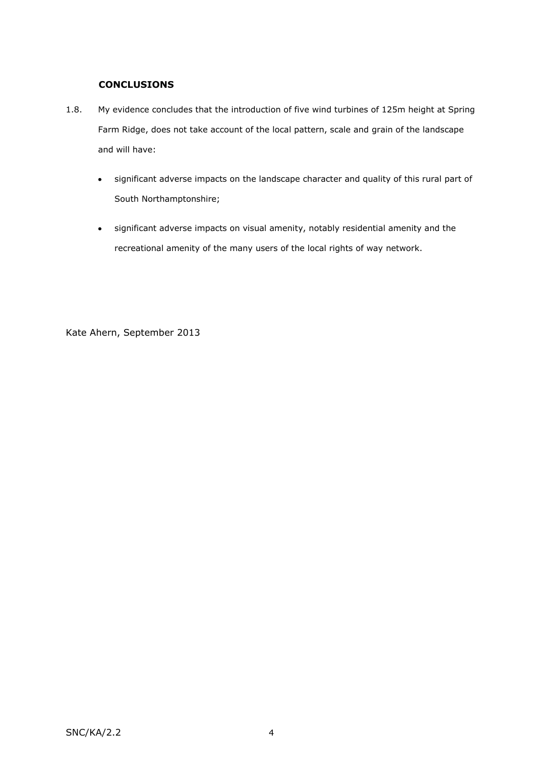## CONCLUSIONS

1.8. My evidence concludes that the introduction of five wind turbines of 125m height at Spring Farm Ridge, does not take account of the local pattern, scale and grain of the landscape and will have:

- significant adverse impacts on the landscape character and quality of this rural part of South Northamptonshire;
- significant adverse impacts on visual amenity, notably residential amenity and the recreational amenity of the many users of the local rights of way network.

Kate Ahern, September 2013

SNC/KA/2.2